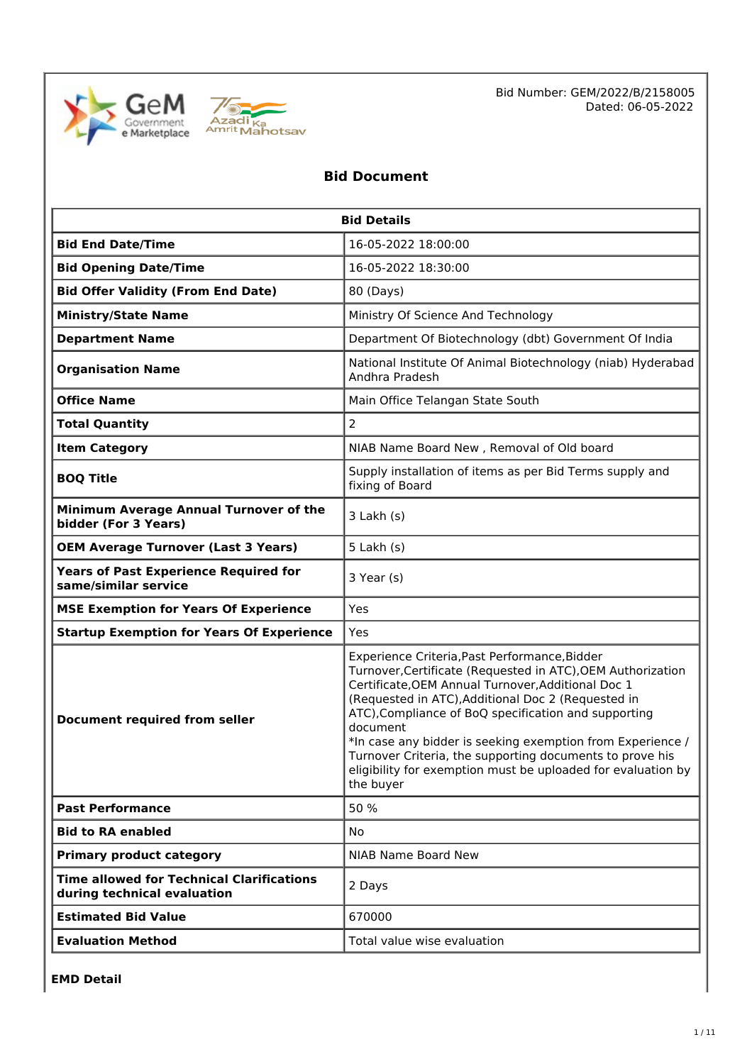Bid Number: GEM/2022/B/2158005
Dated: 06-05-2022

# Bid Document

| Bid Details | |
|---|---|
| **Bid End Date/Time** | 16-05-2022 18:00:00 |
| **Bid Opening Date/Time** | 16-05-2022 18:30:00 |
| **Bid Offer Validity (From End Date)** | 80 (Days) |
| **Ministry/State Name** | Ministry Of Science And Technology |
| **Department Name** | Department Of Biotechnology (dbt) Government Of India |
| **Organisation Name** | National Institute Of Animal Biotechnology (niab) Hyderabad Andhra Pradesh |
| **Office Name** | Main Office Telangan State South |
| **Total Quantity** | 2 |
| **Item Category** | NIAB Name Board New , Removal of Old board |
| **BOQ Title** | Supply installation of items as per Bid Terms supply and fixing of Board |
| **Minimum Average Annual Turnover of the bidder (For 3 Years)** | 3 Lakh (s) |
| **OEM Average Turnover (Last 3 Years)** | 5 Lakh (s) |
| **Years of Past Experience Required for same/similar service** | 3 Year (s) |
| **MSE Exemption for Years Of Experience** | Yes |
| **Startup Exemption for Years Of Experience** | Yes |
| **Document required from seller** | Experience Criteria,Past Performance,Bidder Turnover,Certificate (Requested in ATC),OEM Authorization Certificate,OEM Annual Turnover,Additional Doc 1 (Requested in ATC),Additional Doc 2 (Requested in ATC),Compliance of BoQ specification and supporting document<br>*In case any bidder is seeking exemption from Experience / Turnover Criteria, the supporting documents to prove his eligibility for exemption must be uploaded for evaluation by the buyer |
| **Past Performance** | 50 % |
| **Bid to RA enabled** | No |
| **Primary product category** | NIAB Name Board New |
| **Time allowed for Technical Clarifications during technical evaluation** | 2 Days |
| **Estimated Bid Value** | 670000 |
| **Evaluation Method** | Total value wise evaluation |

**EMD Detail**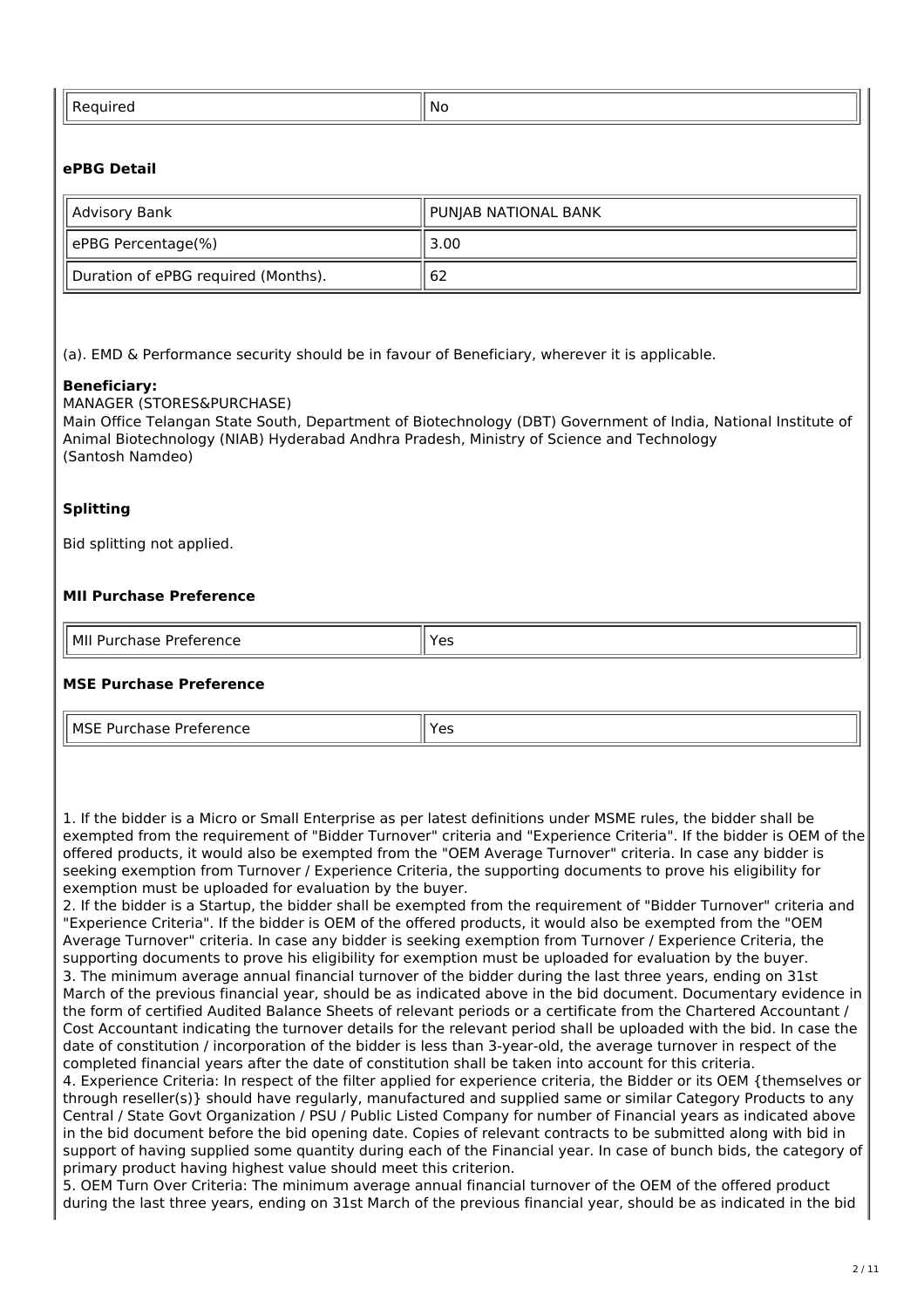| Required | No |
|---|---|

**ePBG Detail**

| Advisory Bank | PUNJAB NATIONAL BANK |
|---|---|
| ePBG Percentage(%) | 3.00 |
| Duration of ePBG required (Months). | 62 |

(a). EMD & Performance security should be in favour of Beneficiary, wherever it is applicable.

**Beneficiary:**
MANAGER (STORES&PURCHASE)
Main Office Telangan State South, Department of Biotechnology (DBT) Government of India, National Institute of Animal Biotechnology (NIAB) Hyderabad Andhra Pradesh, Ministry of Science and Technology
(Santosh Namdeo)

**Splitting**

Bid splitting not applied.

**MII Purchase Preference**

| MII Purchase Preference | Yes |
|---|---|

**MSE Purchase Preference**

| MSE Purchase Preference | Yes |
|---|---|

1. If the bidder is a Micro or Small Enterprise as per latest definitions under MSME rules, the bidder shall be exempted from the requirement of "Bidder Turnover" criteria and "Experience Criteria". If the bidder is OEM of the offered products, it would also be exempted from the "OEM Average Turnover" criteria. In case any bidder is seeking exemption from Turnover / Experience Criteria, the supporting documents to prove his eligibility for exemption must be uploaded for evaluation by the buyer.
2. If the bidder is a Startup, the bidder shall be exempted from the requirement of "Bidder Turnover" criteria and "Experience Criteria". If the bidder is OEM of the offered products, it would also be exempted from the "OEM Average Turnover" criteria. In case any bidder is seeking exemption from Turnover / Experience Criteria, the supporting documents to prove his eligibility for exemption must be uploaded for evaluation by the buyer.
3. The minimum average annual financial turnover of the bidder during the last three years, ending on 31st March of the previous financial year, should be as indicated above in the bid document. Documentary evidence in the form of certified Audited Balance Sheets of relevant periods or a certificate from the Chartered Accountant / Cost Accountant indicating the turnover details for the relevant period shall be uploaded with the bid. In case the date of constitution / incorporation of the bidder is less than 3-year-old, the average turnover in respect of the completed financial years after the date of constitution shall be taken into account for this criteria.
4. Experience Criteria: In respect of the filter applied for experience criteria, the Bidder or its OEM {themselves or through reseller(s)} should have regularly, manufactured and supplied same or similar Category Products to any Central / State Govt Organization / PSU / Public Listed Company for number of Financial years as indicated above in the bid document before the bid opening date. Copies of relevant contracts to be submitted along with bid in support of having supplied some quantity during each of the Financial year. In case of bunch bids, the category of primary product having highest value should meet this criterion.
5. OEM Turn Over Criteria: The minimum average annual financial turnover of the OEM of the offered product during the last three years, ending on 31st March of the previous financial year, should be as indicated in the bid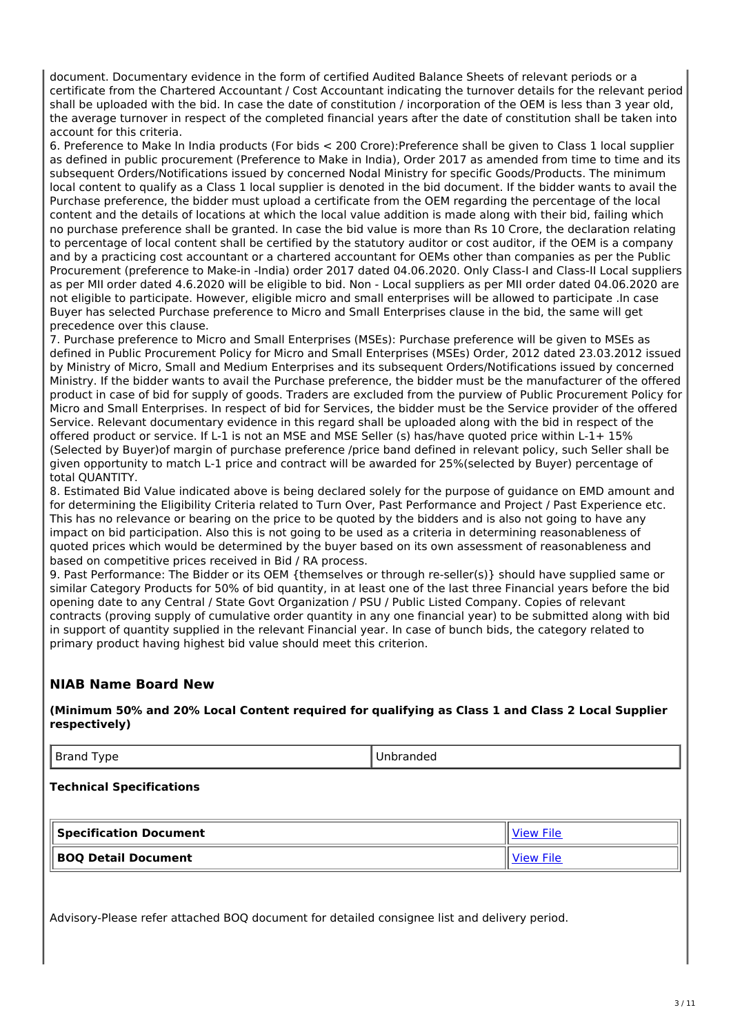document. Documentary evidence in the form of certified Audited Balance Sheets of relevant periods or a certificate from the Chartered Accountant / Cost Accountant indicating the turnover details for the relevant period shall be uploaded with the bid. In case the date of constitution / incorporation of the OEM is less than 3 year old, the average turnover in respect of the completed financial years after the date of constitution shall be taken into account for this criteria.

6. Preference to Make In India products (For bids < 200 Crore):Preference shall be given to Class 1 local supplier as defined in public procurement (Preference to Make in India), Order 2017 as amended from time to time and its subsequent Orders/Notifications issued by concerned Nodal Ministry for specific Goods/Products. The minimum local content to qualify as a Class 1 local supplier is denoted in the bid document. If the bidder wants to avail the Purchase preference, the bidder must upload a certificate from the OEM regarding the percentage of the local content and the details of locations at which the local value addition is made along with their bid, failing which no purchase preference shall be granted. In case the bid value is more than Rs 10 Crore, the declaration relating to percentage of local content shall be certified by the statutory auditor or cost auditor, if the OEM is a company and by a practicing cost accountant or a chartered accountant for OEMs other than companies as per the Public Procurement (preference to Make-in -India) order 2017 dated 04.06.2020. Only Class-I and Class-II Local suppliers as per MII order dated 4.6.2020 will be eligible to bid. Non - Local suppliers as per MII order dated 04.06.2020 are not eligible to participate. However, eligible micro and small enterprises will be allowed to participate .In case Buyer has selected Purchase preference to Micro and Small Enterprises clause in the bid, the same will get precedence over this clause.

7. Purchase preference to Micro and Small Enterprises (MSEs): Purchase preference will be given to MSEs as defined in Public Procurement Policy for Micro and Small Enterprises (MSEs) Order, 2012 dated 23.03.2012 issued by Ministry of Micro, Small and Medium Enterprises and its subsequent Orders/Notifications issued by concerned Ministry. If the bidder wants to avail the Purchase preference, the bidder must be the manufacturer of the offered product in case of bid for supply of goods. Traders are excluded from the purview of Public Procurement Policy for Micro and Small Enterprises. In respect of bid for Services, the bidder must be the Service provider of the offered Service. Relevant documentary evidence in this regard shall be uploaded along with the bid in respect of the offered product or service. If L-1 is not an MSE and MSE Seller (s) has/have quoted price within L-1+ 15% (Selected by Buyer)of margin of purchase preference /price band defined in relevant policy, such Seller shall be given opportunity to match L-1 price and contract will be awarded for 25%(selected by Buyer) percentage of total QUANTITY.

8. Estimated Bid Value indicated above is being declared solely for the purpose of guidance on EMD amount and for determining the Eligibility Criteria related to Turn Over, Past Performance and Project / Past Experience etc. This has no relevance or bearing on the price to be quoted by the bidders and is also not going to have any impact on bid participation. Also this is not going to be used as a criteria in determining reasonableness of quoted prices which would be determined by the buyer based on its own assessment of reasonableness and based on competitive prices received in Bid / RA process.

9. Past Performance: The Bidder or its OEM {themselves or through re-seller(s)} should have supplied same or similar Category Products for 50% of bid quantity, in at least one of the last three Financial years before the bid opening date to any Central / State Govt Organization / PSU / Public Listed Company. Copies of relevant contracts (proving supply of cumulative order quantity in any one financial year) to be submitted along with bid in support of quantity supplied in the relevant Financial year. In case of bunch bids, the category related to primary product having highest bid value should meet this criterion.

## NIAB Name Board New

**(Minimum 50% and 20% Local Content required for qualifying as Class 1 and Class 2 Local Supplier respectively)**

| Brand Type | Unbranded |
|---|---|

**Technical Specifications**

| Specification Document | View File |
|---|---|
| **BOQ Detail Document** | View File |

Advisory-Please refer attached BOQ document for detailed consignee list and delivery period.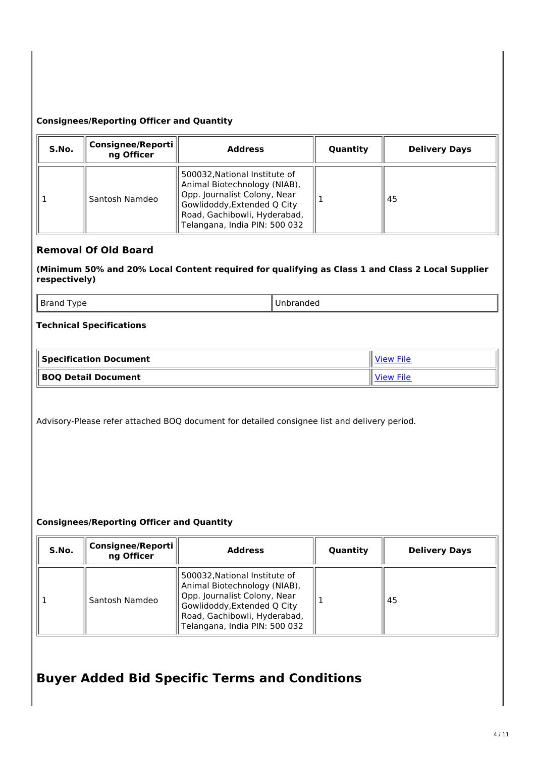**Consignees/Reporting Officer and Quantity**

| S.No. | Consignee/Reporting Officer | Address | Quantity | Delivery Days |
|---|---|---|---|---|
| 1 | Santosh Namdeo | 500032,National Institute of Animal Biotechnology (NIAB), Opp. Journalist Colony, Near Gowlidoddy,Extended Q City Road, Gachibowli, Hyderabad, Telangana, India PIN: 500 032 | 1 | 45 |

### Removal Of Old Board

**(Minimum 50% and 20% Local Content required for qualifying as Class 1 and Class 2 Local Supplier respectively)**

| Brand Type | Unbranded |
|---|---|

**Technical Specifications**

| Specification Document | View File |
|---|---|
| **BOQ Detail Document** | View File |

Advisory-Please refer attached BOQ document for detailed consignee list and delivery period.

**Consignees/Reporting Officer and Quantity**

| S.No. | Consignee/Reporting Officer | Address | Quantity | Delivery Days |
|---|---|---|---|---|
| 1 | Santosh Namdeo | 500032,National Institute of Animal Biotechnology (NIAB), Opp. Journalist Colony, Near Gowlidoddy,Extended Q City Road, Gachibowli, Hyderabad, Telangana, India PIN: 500 032 | 1 | 45 |

## Buyer Added Bid Specific Terms and Conditions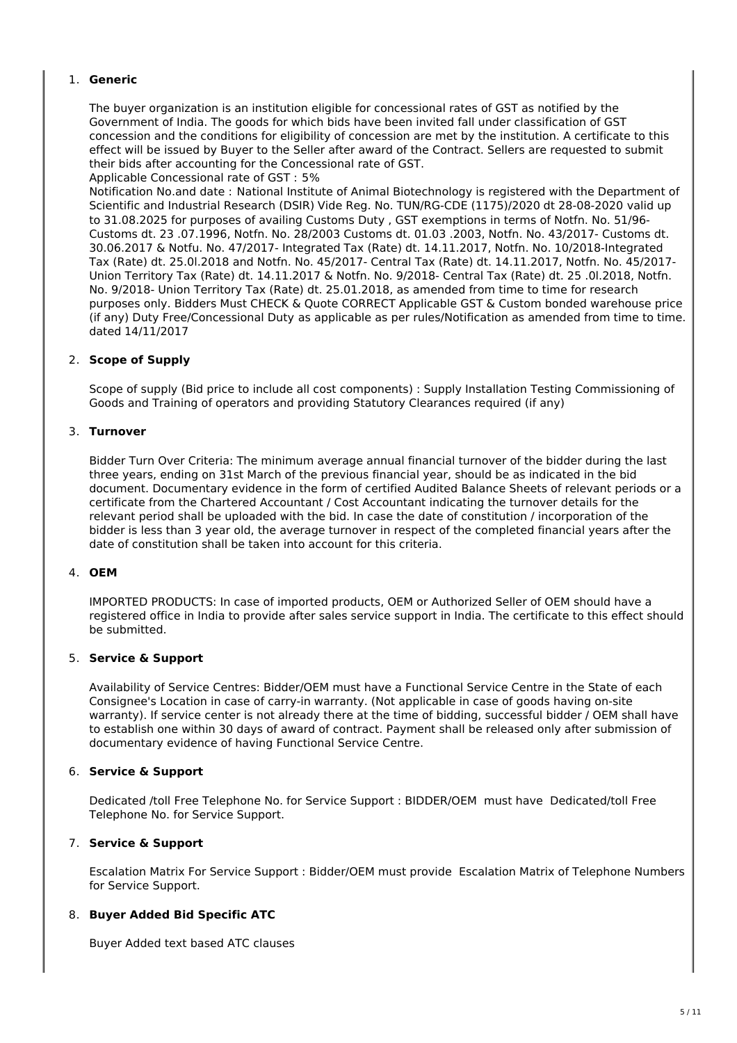1. **Generic**

   The buyer organization is an institution eligible for concessional rates of GST as notified by the Government of India. The goods for which bids have been invited fall under classification of GST concession and the conditions for eligibility of concession are met by the institution. A certificate to this effect will be issued by Buyer to the Seller after award of the Contract. Sellers are requested to submit their bids after accounting for the Concessional rate of GST.
   Applicable Concessional rate of GST : 5%
   Notification No.and date : National Institute of Animal Biotechnology is registered with the Department of Scientific and Industrial Research (DSIR) Vide Reg. No. TUN/RG-CDE (1175)/2020 dt 28-08-2020 valid up to 31.08.2025 for purposes of availing Customs Duty , GST exemptions in terms of Notfn. No. 51/96- Customs dt. 23 .07.1996, Notfn. No. 28/2003 Customs dt. 01.03 .2003, Notfn. No. 43/2017- Customs dt. 30.06.2017 & Notfu. No. 47/2017- Integrated Tax (Rate) dt. 14.11.2017, Notfn. No. 10/2018-Integrated Tax (Rate) dt. 25.0l.2018 and Notfn. No. 45/2017- Central Tax (Rate) dt. 14.11.2017, Notfn. No. 45/2017- Union Territory Tax (Rate) dt. 14.11.2017 & Notfn. No. 9/2018- Central Tax (Rate) dt. 25 .0l.2018, Notfn. No. 9/2018- Union Territory Tax (Rate) dt. 25.01.2018, as amended from time to time for research purposes only. Bidders Must CHECK & Quote CORRECT Applicable GST & Custom bonded warehouse price (if any) Duty Free/Concessional Duty as applicable as per rules/Notification as amended from time to time. dated 14/11/2017

2. **Scope of Supply**

   Scope of supply (Bid price to include all cost components) : Supply Installation Testing Commissioning of Goods and Training of operators and providing Statutory Clearances required (if any)

3. **Turnover**

   Bidder Turn Over Criteria: The minimum average annual financial turnover of the bidder during the last three years, ending on 31st March of the previous financial year, should be as indicated in the bid document. Documentary evidence in the form of certified Audited Balance Sheets of relevant periods or a certificate from the Chartered Accountant / Cost Accountant indicating the turnover details for the relevant period shall be uploaded with the bid. In case the date of constitution / incorporation of the bidder is less than 3 year old, the average turnover in respect of the completed financial years after the date of constitution shall be taken into account for this criteria.

4. **OEM**

   IMPORTED PRODUCTS: In case of imported products, OEM or Authorized Seller of OEM should have a registered office in India to provide after sales service support in India. The certificate to this effect should be submitted.

5. **Service & Support**

   Availability of Service Centres: Bidder/OEM must have a Functional Service Centre in the State of each Consignee's Location in case of carry-in warranty. (Not applicable in case of goods having on-site warranty). If service center is not already there at the time of bidding, successful bidder / OEM shall have to establish one within 30 days of award of contract. Payment shall be released only after submission of documentary evidence of having Functional Service Centre.

6. **Service & Support**

   Dedicated /toll Free Telephone No. for Service Support : BIDDER/OEM must have Dedicated/toll Free Telephone No. for Service Support.

7. **Service & Support**

   Escalation Matrix For Service Support : Bidder/OEM must provide Escalation Matrix of Telephone Numbers for Service Support.

8. **Buyer Added Bid Specific ATC**

   Buyer Added text based ATC clauses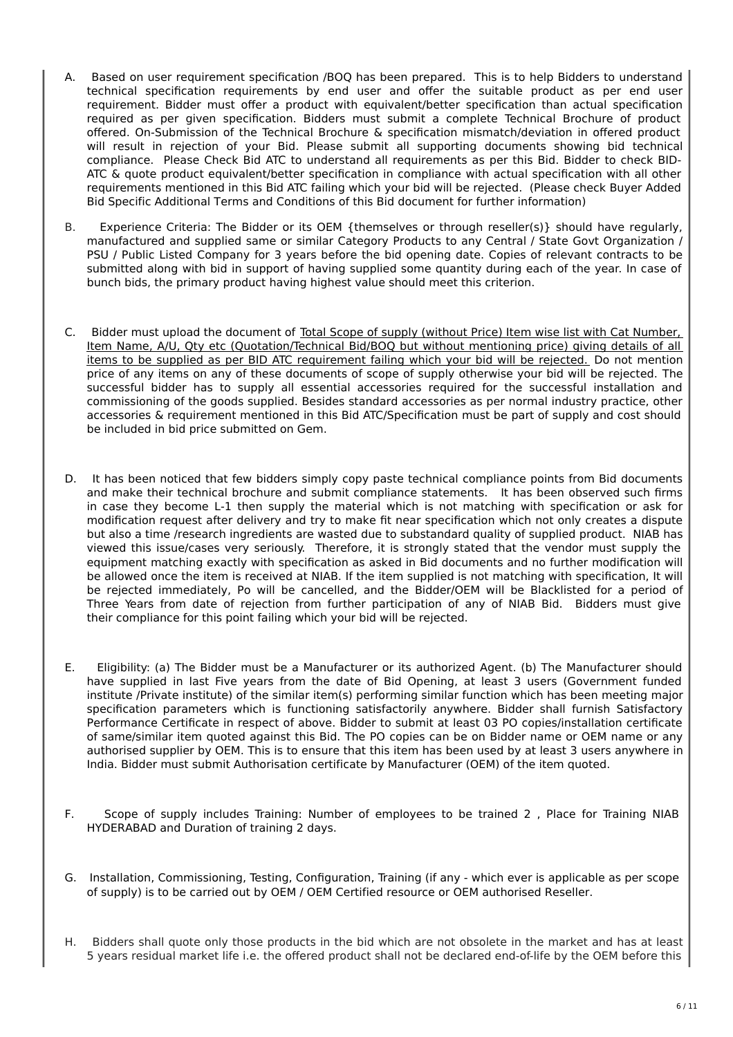A. Based on user requirement specification /BOQ has been prepared. This is to help Bidders to understand technical specification requirements by end user and offer the suitable product as per end user requirement. Bidder must offer a product with equivalent/better specification than actual specification required as per given specification. Bidders must submit a complete Technical Brochure of product offered. On-Submission of the Technical Brochure & specification mismatch/deviation in offered product will result in rejection of your Bid. Please submit all supporting documents showing bid technical compliance. Please Check Bid ATC to understand all requirements as per this Bid. Bidder to check BID-ATC & quote product equivalent/better specification in compliance with actual specification with all other requirements mentioned in this Bid ATC failing which your bid will be rejected. (Please check Buyer Added Bid Specific Additional Terms and Conditions of this Bid document for further information)

B. Experience Criteria: The Bidder or its OEM {themselves or through reseller(s)} should have regularly, manufactured and supplied same or similar Category Products to any Central / State Govt Organization / PSU / Public Listed Company for 3 years before the bid opening date. Copies of relevant contracts to be submitted along with bid in support of having supplied some quantity during each of the year. In case of bunch bids, the primary product having highest value should meet this criterion.

C. Bidder must upload the document of Total Scope of supply (without Price) Item wise list with Cat Number, Item Name, A/U, Qty etc (Quotation/Technical Bid/BOQ but without mentioning price) giving details of all items to be supplied as per BID ATC requirement failing which your bid will be rejected. Do not mention price of any items on any of these documents of scope of supply otherwise your bid will be rejected. The successful bidder has to supply all essential accessories required for the successful installation and commissioning of the goods supplied. Besides standard accessories as per normal industry practice, other accessories & requirement mentioned in this Bid ATC/Specification must be part of supply and cost should be included in bid price submitted on Gem.

D. It has been noticed that few bidders simply copy paste technical compliance points from Bid documents and make their technical brochure and submit compliance statements. It has been observed such firms in case they become L-1 then supply the material which is not matching with specification or ask for modification request after delivery and try to make fit near specification which not only creates a dispute but also a time /research ingredients are wasted due to substandard quality of supplied product. NIAB has viewed this issue/cases very seriously. Therefore, it is strongly stated that the vendor must supply the equipment matching exactly with specification as asked in Bid documents and no further modification will be allowed once the item is received at NIAB. If the item supplied is not matching with specification, It will be rejected immediately, Po will be cancelled, and the Bidder/OEM will be Blacklisted for a period of Three Years from date of rejection from further participation of any of NIAB Bid. Bidders must give their compliance for this point failing which your bid will be rejected.

E. Eligibility: (a) The Bidder must be a Manufacturer or its authorized Agent. (b) The Manufacturer should have supplied in last Five years from the date of Bid Opening, at least 3 users (Government funded institute /Private institute) of the similar item(s) performing similar function which has been meeting major specification parameters which is functioning satisfactorily anywhere. Bidder shall furnish Satisfactory Performance Certificate in respect of above. Bidder to submit at least 03 PO copies/installation certificate of same/similar item quoted against this Bid. The PO copies can be on Bidder name or OEM name or any authorised supplier by OEM. This is to ensure that this item has been used by at least 3 users anywhere in India. Bidder must submit Authorisation certificate by Manufacturer (OEM) of the item quoted.

F. Scope of supply includes Training: Number of employees to be trained 2 , Place for Training NIAB HYDERABAD and Duration of training 2 days.

G. Installation, Commissioning, Testing, Configuration, Training (if any - which ever is applicable as per scope of supply) is to be carried out by OEM / OEM Certified resource or OEM authorised Reseller.

H. Bidders shall quote only those products in the bid which are not obsolete in the market and has at least 5 years residual market life i.e. the offered product shall not be declared end-of-life by the OEM before this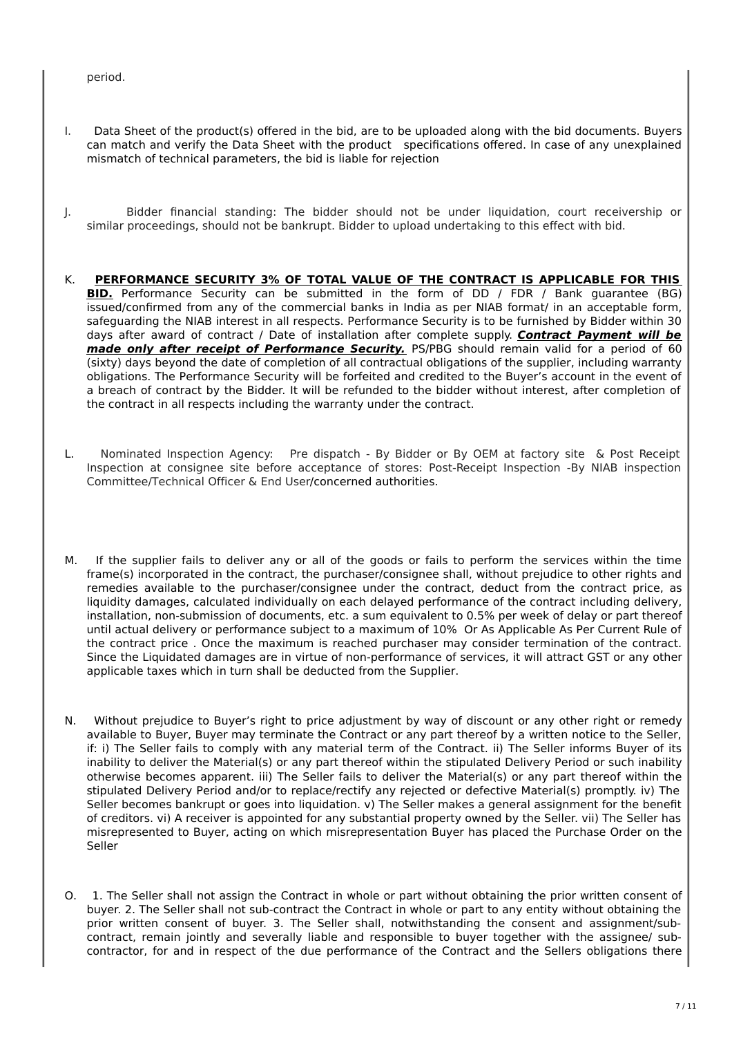period.

I. Data Sheet of the product(s) offered in the bid, are to be uploaded along with the bid documents. Buyers can match and verify the Data Sheet with the product specifications offered. In case of any unexplained mismatch of technical parameters, the bid is liable for rejection

J. Bidder financial standing: The bidder should not be under liquidation, court receivership or similar proceedings, should not be bankrupt. Bidder to upload undertaking to this effect with bid.

K. **PERFORMANCE SECURITY 3% OF TOTAL VALUE OF THE CONTRACT IS APPLICABLE FOR THIS BID.** Performance Security can be submitted in the form of DD / FDR / Bank guarantee (BG) issued/confirmed from any of the commercial banks in India as per NIAB format/ in an acceptable form, safeguarding the NIAB interest in all respects. Performance Security is to be furnished by Bidder within 30 days after award of contract / Date of installation after complete supply. ***Contract Payment will be made only after receipt of Performance Security.*** PS/PBG should remain valid for a period of 60 (sixty) days beyond the date of completion of all contractual obligations of the supplier, including warranty obligations. The Performance Security will be forfeited and credited to the Buyer's account in the event of a breach of contract by the Bidder. It will be refunded to the bidder without interest, after completion of the contract in all respects including the warranty under the contract.

L. Nominated Inspection Agency: Pre dispatch - By Bidder or By OEM at factory site & Post Receipt Inspection at consignee site before acceptance of stores: Post-Receipt Inspection -By NIAB inspection Committee/Technical Officer & End User/concerned authorities.

M. If the supplier fails to deliver any or all of the goods or fails to perform the services within the time frame(s) incorporated in the contract, the purchaser/consignee shall, without prejudice to other rights and remedies available to the purchaser/consignee under the contract, deduct from the contract price, as liquidity damages, calculated individually on each delayed performance of the contract including delivery, installation, non-submission of documents, etc. a sum equivalent to 0.5% per week of delay or part thereof until actual delivery or performance subject to a maximum of 10% Or As Applicable As Per Current Rule of the contract price . Once the maximum is reached purchaser may consider termination of the contract. Since the Liquidated damages are in virtue of non-performance of services, it will attract GST or any other applicable taxes which in turn shall be deducted from the Supplier.

N. Without prejudice to Buyer's right to price adjustment by way of discount or any other right or remedy available to Buyer, Buyer may terminate the Contract or any part thereof by a written notice to the Seller, if: i) The Seller fails to comply with any material term of the Contract. ii) The Seller informs Buyer of its inability to deliver the Material(s) or any part thereof within the stipulated Delivery Period or such inability otherwise becomes apparent. iii) The Seller fails to deliver the Material(s) or any part thereof within the stipulated Delivery Period and/or to replace/rectify any rejected or defective Material(s) promptly. iv) The Seller becomes bankrupt or goes into liquidation. v) The Seller makes a general assignment for the benefit of creditors. vi) A receiver is appointed for any substantial property owned by the Seller. vii) The Seller has misrepresented to Buyer, acting on which misrepresentation Buyer has placed the Purchase Order on the Seller

O. 1. The Seller shall not assign the Contract in whole or part without obtaining the prior written consent of buyer. 2. The Seller shall not sub-contract the Contract in whole or part to any entity without obtaining the prior written consent of buyer. 3. The Seller shall, notwithstanding the consent and assignment/sub-contract, remain jointly and severally liable and responsible to buyer together with the assignee/ sub-contractor, for and in respect of the due performance of the Contract and the Sellers obligations there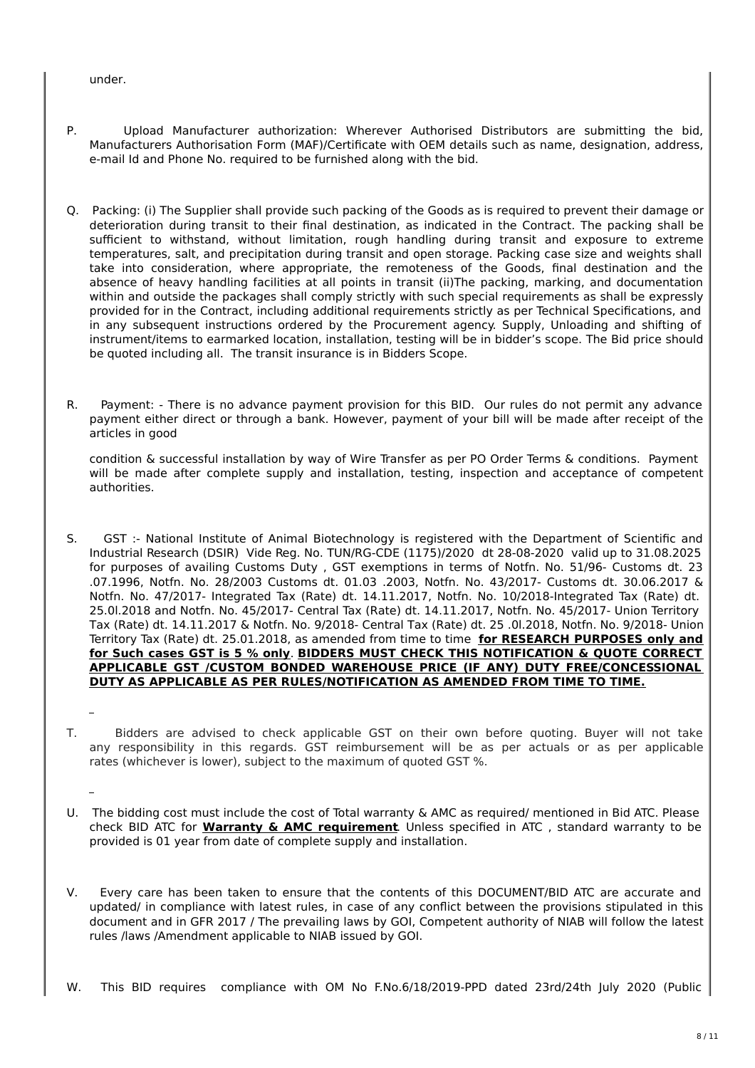under.

P. Upload Manufacturer authorization: Wherever Authorised Distributors are submitting the bid, Manufacturers Authorisation Form (MAF)/Certificate with OEM details such as name, designation, address, e-mail Id and Phone No. required to be furnished along with the bid.

Q. Packing: (i) The Supplier shall provide such packing of the Goods as is required to prevent their damage or deterioration during transit to their final destination, as indicated in the Contract. The packing shall be sufficient to withstand, without limitation, rough handling during transit and exposure to extreme temperatures, salt, and precipitation during transit and open storage. Packing case size and weights shall take into consideration, where appropriate, the remoteness of the Goods, final destination and the absence of heavy handling facilities at all points in transit (ii)The packing, marking, and documentation within and outside the packages shall comply strictly with such special requirements as shall be expressly provided for in the Contract, including additional requirements strictly as per Technical Specifications, and in any subsequent instructions ordered by the Procurement agency. Supply, Unloading and shifting of instrument/items to earmarked location, installation, testing will be in bidder's scope. The Bid price should be quoted including all. The transit insurance is in Bidders Scope.

R. Payment: - There is no advance payment provision for this BID. Our rules do not permit any advance payment either direct or through a bank. However, payment of your bill will be made after receipt of the articles in good

condition & successful installation by way of Wire Transfer as per PO Order Terms & conditions. Payment will be made after complete supply and installation, testing, inspection and acceptance of competent authorities.

S. GST :- National Institute of Animal Biotechnology is registered with the Department of Scientific and Industrial Research (DSIR) Vide Reg. No. TUN/RG-CDE (1175)/2020 dt 28-08-2020 valid up to 31.08.2025 for purposes of availing Customs Duty , GST exemptions in terms of Notfn. No. 51/96- Customs dt. 23 .07.1996, Notfn. No. 28/2003 Customs dt. 01.03 .2003, Notfn. No. 43/2017- Customs dt. 30.06.2017 & Notfn. No. 47/2017- Integrated Tax (Rate) dt. 14.11.2017, Notfn. No. 10/2018-Integrated Tax (Rate) dt. 25.0l.2018 and Notfn. No. 45/2017- Central Tax (Rate) dt. 14.11.2017, Notfn. No. 45/2017- Union Territory Tax (Rate) dt. 14.11.2017 & Notfn. No. 9/2018- Central Tax (Rate) dt. 25 .0l.2018, Notfn. No. 9/2018- Union Territory Tax (Rate) dt. 25.01.2018, as amended from time to time **for RESEARCH PURPOSES only and for Such cases GST is 5 % only**. **BIDDERS MUST CHECK THIS NOTIFICATION & QUOTE CORRECT APPLICABLE GST /CUSTOM BONDED WAREHOUSE PRICE (IF ANY) DUTY FREE/CONCESSIONAL DUTY AS APPLICABLE AS PER RULES/NOTIFICATION AS AMENDED FROM TIME TO TIME.**

T. Bidders are advised to check applicable GST on their own before quoting. Buyer will not take any responsibility in this regards. GST reimbursement will be as per actuals or as per applicable rates (whichever is lower), subject to the maximum of quoted GST %.

U. The bidding cost must include the cost of Total warranty & AMC as required/ mentioned in Bid ATC. Please check BID ATC for **Warranty & AMC requirement**. Unless specified in ATC , standard warranty to be provided is 01 year from date of complete supply and installation.

V. Every care has been taken to ensure that the contents of this DOCUMENT/BID ATC are accurate and updated/ in compliance with latest rules, in case of any conflict between the provisions stipulated in this document and in GFR 2017 / The prevailing laws by GOI, Competent authority of NIAB will follow the latest rules /laws /Amendment applicable to NIAB issued by GOI.

W. This BID requires compliance with OM No F.No.6/18/2019-PPD dated 23rd/24th July 2020 (Public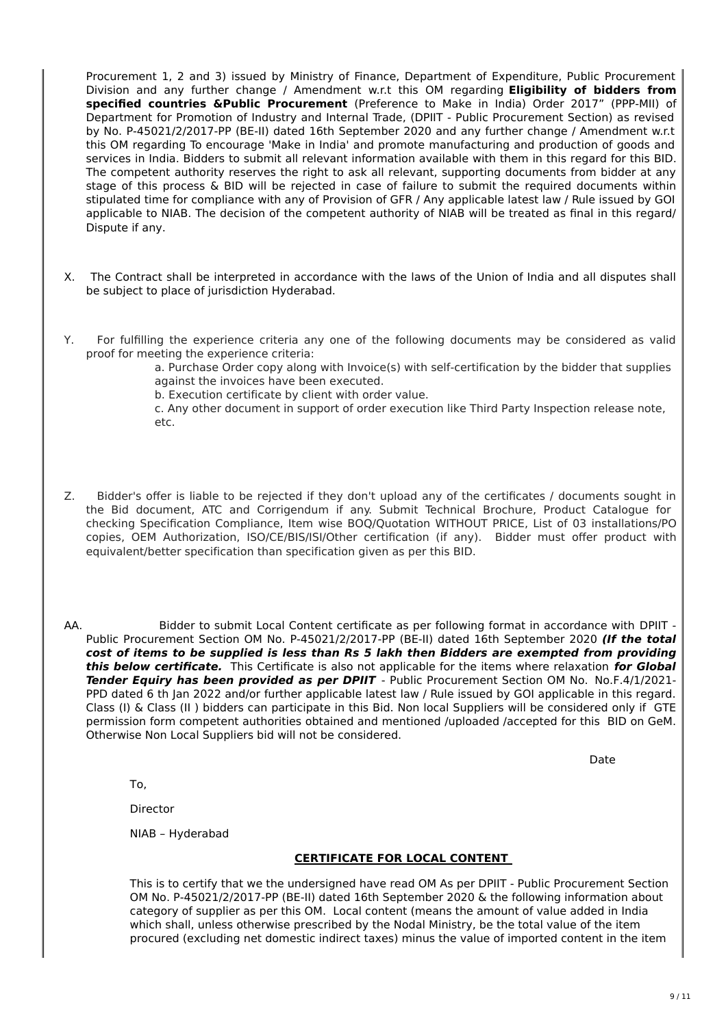Procurement 1, 2 and 3) issued by Ministry of Finance, Department of Expenditure, Public Procurement Division and any further change / Amendment w.r.t this OM regarding **Eligibility of bidders from specified countries &Public Procurement** (Preference to Make in India) Order 2017" (PPP-MII) of Department for Promotion of Industry and Internal Trade, (DPIIT - Public Procurement Section) as revised by No. P-45021/2/2017-PP (BE-II) dated 16th September 2020 and any further change / Amendment w.r.t this OM regarding To encourage 'Make in India' and promote manufacturing and production of goods and services in India. Bidders to submit all relevant information available with them in this regard for this BID. The competent authority reserves the right to ask all relevant, supporting documents from bidder at any stage of this process & BID will be rejected in case of failure to submit the required documents within stipulated time for compliance with any of Provision of GFR / Any applicable latest law / Rule issued by GOI applicable to NIAB. The decision of the competent authority of NIAB will be treated as final in this regard/ Dispute if any.

X. The Contract shall be interpreted in accordance with the laws of the Union of India and all disputes shall be subject to place of jurisdiction Hyderabad.

Y. For fulfilling the experience criteria any one of the following documents may be considered as valid proof for meeting the experience criteria:

a. Purchase Order copy along with Invoice(s) with self-certification by the bidder that supplies against the invoices have been executed.

b. Execution certificate by client with order value.

c. Any other document in support of order execution like Third Party Inspection release note, etc.

Z. Bidder's offer is liable to be rejected if they don't upload any of the certificates / documents sought in the Bid document, ATC and Corrigendum if any. Submit Technical Brochure, Product Catalogue for checking Specification Compliance, Item wise BOQ/Quotation WITHOUT PRICE, List of 03 installations/PO copies, OEM Authorization, ISO/CE/BIS/ISI/Other certification (if any). Bidder must offer product with equivalent/better specification than specification given as per this BID.

AA. Bidder to submit Local Content certificate as per following format in accordance with DPIIT - Public Procurement Section OM No. P-45021/2/2017-PP (BE-II) dated 16th September 2020 ***(If the total cost of items to be supplied is less than Rs 5 lakh then Bidders are exempted from providing this below certificate.*** This Certificate is also not applicable for the items where relaxation ***for Global Tender Equiry has been provided as per DPIIT*** - Public Procurement Section OM No. No.F.4/1/2021-PPD dated 6 th Jan 2022 and/or further applicable latest law / Rule issued by GOI applicable in this regard. Class (I) & Class (II ) bidders can participate in this Bid. Non local Suppliers will be considered only if GTE permission form competent authorities obtained and mentioned /uploaded /accepted for this BID on GeM. Otherwise Non Local Suppliers bid will not be considered.

Date

To,

Director

NIAB – Hyderabad

**CERTIFICATE FOR LOCAL CONTENT**

This is to certify that we the undersigned have read OM As per DPIIT - Public Procurement Section OM No. P-45021/2/2017-PP (BE-II) dated 16th September 2020 & the following information about category of supplier as per this OM. Local content (means the amount of value added in India which shall, unless otherwise prescribed by the Nodal Ministry, be the total value of the item procured (excluding net domestic indirect taxes) minus the value of imported content in the item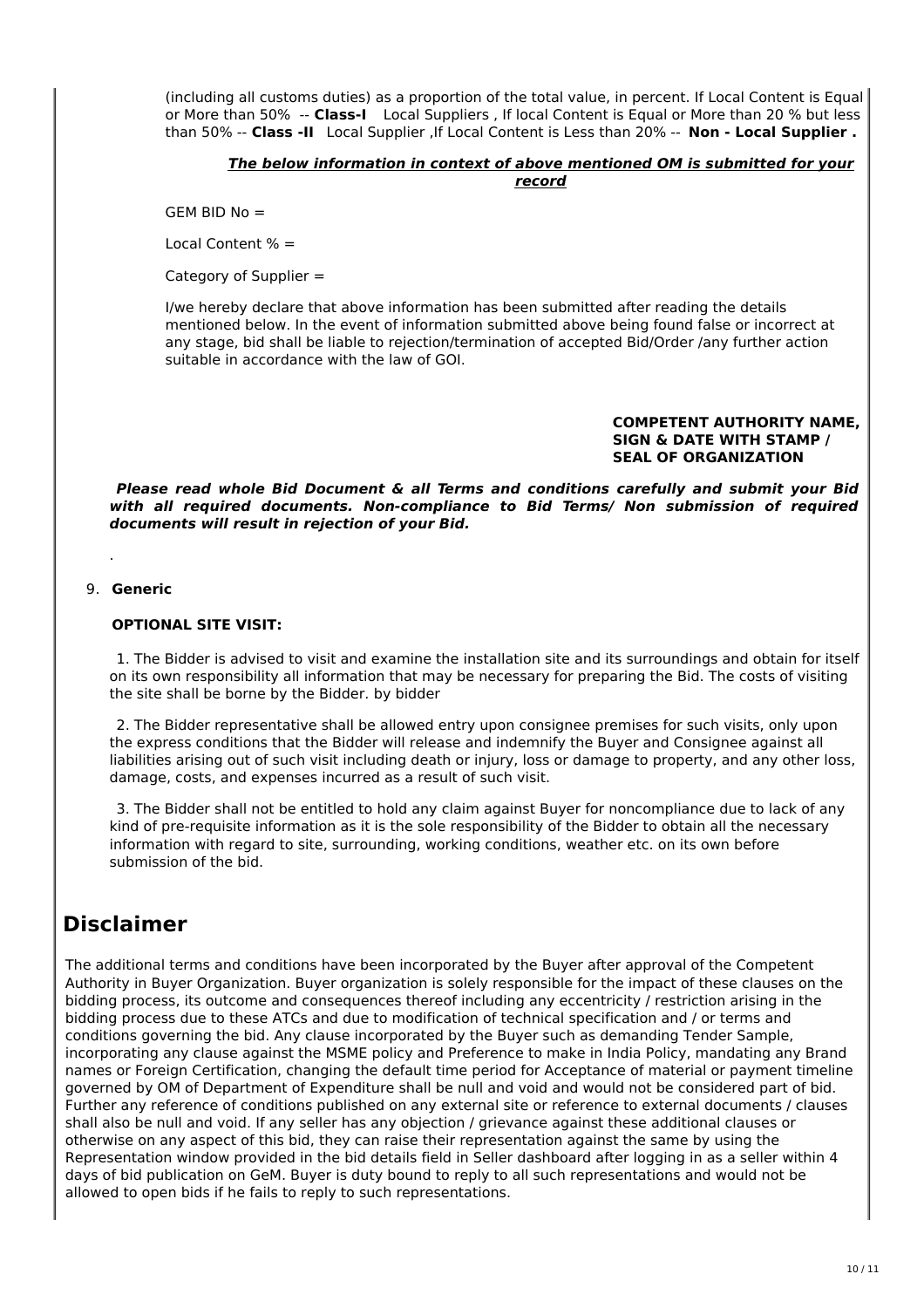(including all customs duties) as a proportion of the total value, in percent. If Local Content is Equal or More than 50% -- **Class-I** Local Suppliers , If local Content is Equal or More than 20 % but less than 50% -- **Class -II** Local Supplier ,If Local Content is Less than 20% -- **Non - Local Supplier .**

***The below information in context of above mentioned OM is submitted for your record***

GEM BID No =

Local Content % =

Category of Supplier =

I/we hereby declare that above information has been submitted after reading the details mentioned below. In the event of information submitted above being found false or incorrect at any stage, bid shall be liable to rejection/termination of accepted Bid/Order /any further action suitable in accordance with the law of GOI.

**COMPETENT AUTHORITY NAME, SIGN & DATE WITH STAMP / SEAL OF ORGANIZATION**

***Please read whole Bid Document & all Terms and conditions carefully and submit your Bid with all required documents. Non-compliance to Bid Terms/ Non submission of required documents will result in rejection of your Bid.***

.

9. **Generic**

**OPTIONAL SITE VISIT:**

1. The Bidder is advised to visit and examine the installation site and its surroundings and obtain for itself on its own responsibility all information that may be necessary for preparing the Bid. The costs of visiting the site shall be borne by the Bidder. by bidder

2. The Bidder representative shall be allowed entry upon consignee premises for such visits, only upon the express conditions that the Bidder will release and indemnify the Buyer and Consignee against all liabilities arising out of such visit including death or injury, loss or damage to property, and any other loss, damage, costs, and expenses incurred as a result of such visit.

3. The Bidder shall not be entitled to hold any claim against Buyer for noncompliance due to lack of any kind of pre-requisite information as it is the sole responsibility of the Bidder to obtain all the necessary information with regard to site, surrounding, working conditions, weather etc. on its own before submission of the bid.

# Disclaimer

The additional terms and conditions have been incorporated by the Buyer after approval of the Competent Authority in Buyer Organization. Buyer organization is solely responsible for the impact of these clauses on the bidding process, its outcome and consequences thereof including any eccentricity / restriction arising in the bidding process due to these ATCs and due to modification of technical specification and / or terms and conditions governing the bid. Any clause incorporated by the Buyer such as demanding Tender Sample, incorporating any clause against the MSME policy and Preference to make in India Policy, mandating any Brand names or Foreign Certification, changing the default time period for Acceptance of material or payment timeline governed by OM of Department of Expenditure shall be null and void and would not be considered part of bid. Further any reference of conditions published on any external site or reference to external documents / clauses shall also be null and void. If any seller has any objection / grievance against these additional clauses or otherwise on any aspect of this bid, they can raise their representation against the same by using the Representation window provided in the bid details field in Seller dashboard after logging in as a seller within 4 days of bid publication on GeM. Buyer is duty bound to reply to all such representations and would not be allowed to open bids if he fails to reply to such representations.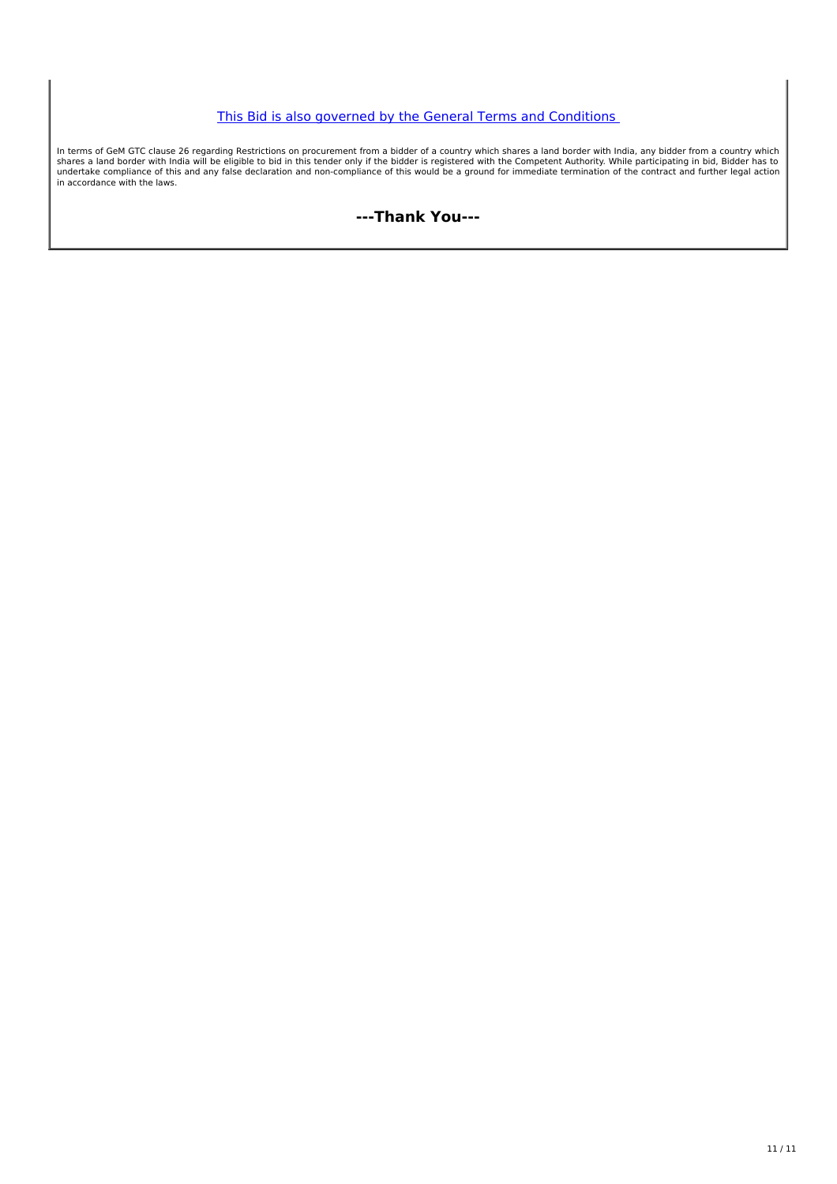This Bid is also governed by the General Terms and Conditions

In terms of GeM GTC clause 26 regarding Restrictions on procurement from a bidder of a country which shares a land border with India, any bidder from a country which shares a land border with India will be eligible to bid in this tender only if the bidder is registered with the Competent Authority. While participating in bid, Bidder has to undertake compliance of this and any false declaration and non-compliance of this would be a ground for immediate termination of the contract and further legal action in accordance with the laws.

**---Thank You---**